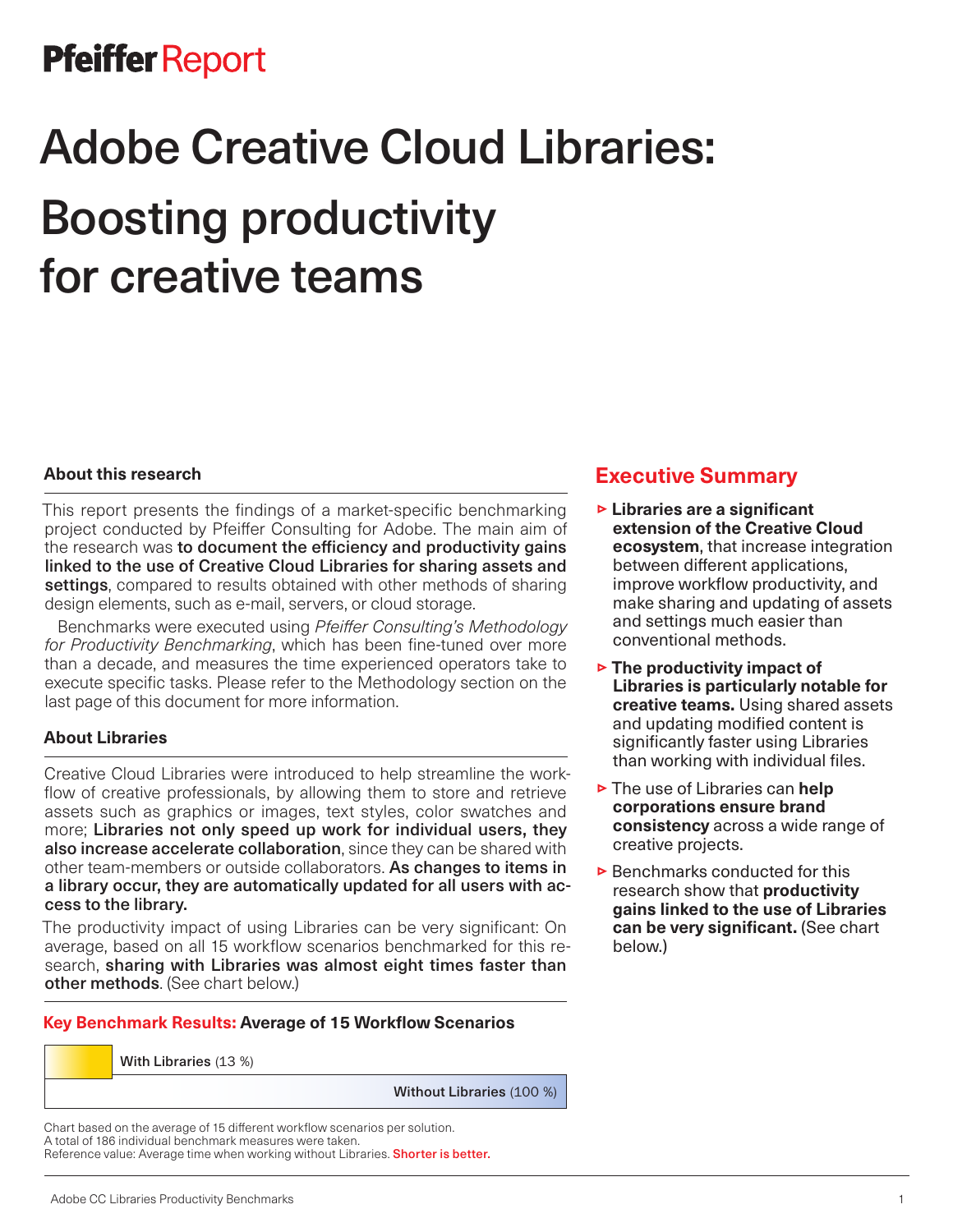**Pfeiffer** Report

# Adobe Creative Cloud Libraries: Boosting productivity for creative teams

### About this research

This report presents the findings of a market-specific benchmarking project conducted by Pfeiffer Consulting for Adobe. The main aim of the research was **to document the efficiency and productivity gains linked to the use of Creative Cloud Libraries for sharing assets and settings**, compared to results obtained with other methods of sharing design elements, such as e-mail, servers, or cloud storage.

Benchmarks were executed using *Pfeiffer Consulting's Methodology for Productivity Benchmarking*, which has been fine-tuned over more than a decade, and measures the time experienced operators take to execute specific tasks. Please refer to the Methodology section on the last page of this document for more information.

### About Libraries

Creative Cloud Libraries were introduced to help streamline the workflow of creative professionals, by allowing them to store and retrieve assets such as graphics or images, text styles, color swatches and more; **Libraries not only speed up work for individual users, they also increase accelerate collaboration**, since they can be shared with other team-members or outside collaborators. **As changes to items in a library occur, they are automatically updated for all users with access to the library.**

The productivity impact of using Libraries can be very significant: On average, based on all 15 workflow scenarios benchmarked for this research, **sharing with Libraries was almost eight times faster than other methods**. (See chart below.)

### Key Benchmark Results: Average of 15 Workflow Scenarios

| | |
|---|---|
| **With Libraries** (13 %) | |
| **Without Libraries** (100 %) | |

Chart based on the average of 15 different workflow scenarios per solution.
A total of 186 individual benchmark measures were taken.
Reference value: Average time when working without Libraries. **Shorter is better.**

## Executive Summary

- **Libraries are a significant extension of the Creative Cloud ecosystem**, that increase integration between different applications, improve workflow productivity, and make sharing and updating of assets and settings much easier than conventional methods.
- **The productivity impact of Libraries is particularly notable for creative teams.** Using shared assets and updating modified content is significantly faster using Libraries than working with individual files.
- The use of Libraries can **help corporations ensure brand consistency** across a wide range of creative projects.
- Benchmarks conducted for this research show that **productivity gains linked to the use of Libraries can be very significant.** (See chart below.)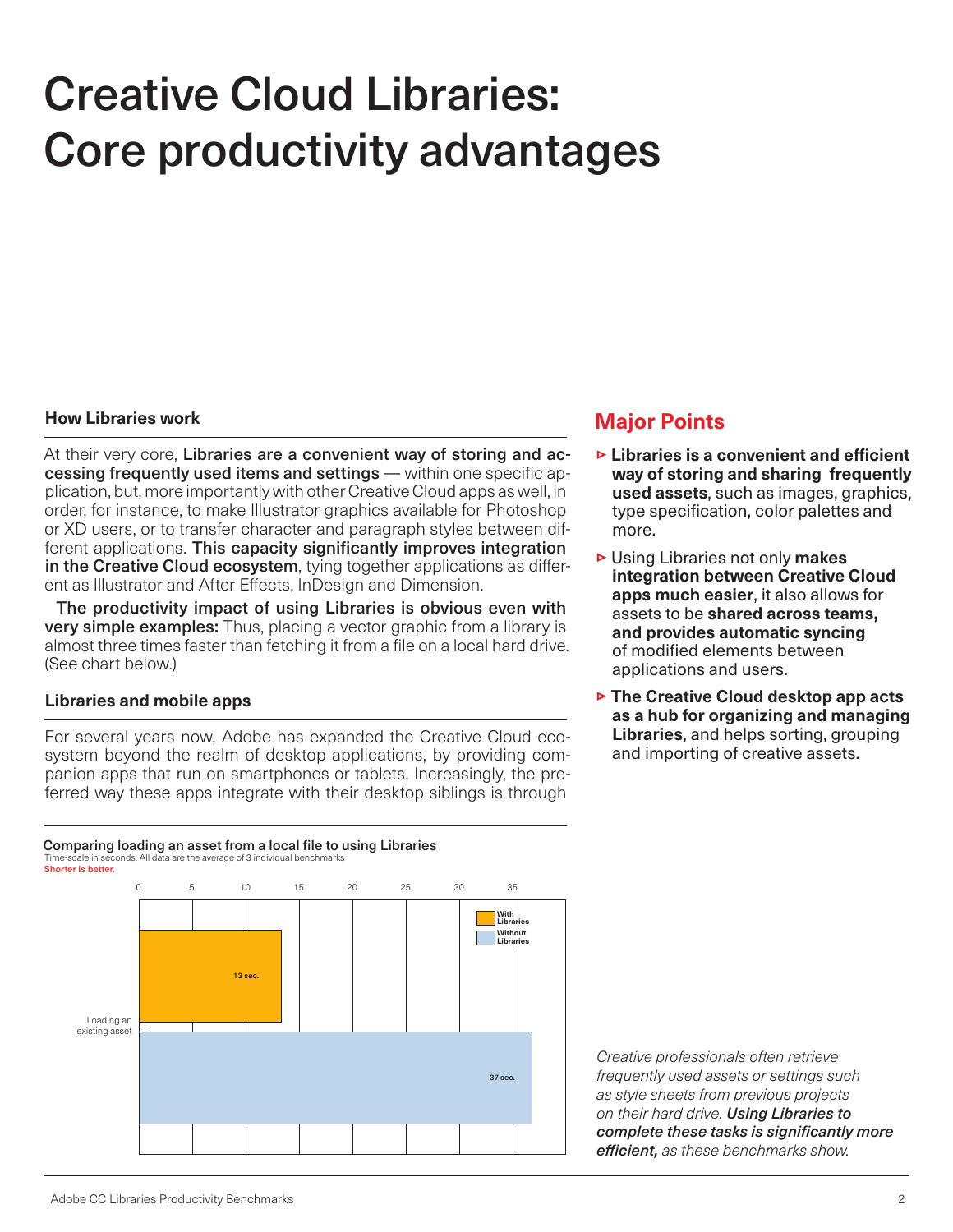# Creative Cloud Libraries: Core productivity advantages

### How Libraries work

At their very core, **Libraries are a convenient way of storing and accessing frequently used items and settings** — within one specific application, but, more importantly with other Creative Cloud apps as well, in order, for instance, to make Illustrator graphics available for Photoshop or XD users, or to transfer character and paragraph styles between different applications. **This capacity significantly improves integration in the Creative Cloud ecosystem**, tying together applications as different as Illustrator and After Effects, InDesign and Dimension.

**The productivity impact of using Libraries is obvious even with very simple examples:** Thus, placing a vector graphic from a library is almost three times faster than fetching it from a file on a local hard drive. (See chart below.)

### Libraries and mobile apps

For several years now, Adobe has expanded the Creative Cloud ecosystem beyond the realm of desktop applications, by providing companion apps that run on smartphones or tablets. Increasingly, the preferred way these apps integrate with their desktop siblings is through

## Major Points

- **Libraries is a convenient and efficient way of storing and sharing frequently used assets**, such as images, graphics, type specification, color palettes and more.
- Using Libraries not only **makes integration between Creative Cloud apps much easier**, it also allows for assets to be **shared across teams, and provides automatic syncing** of modified elements between applications and users.
- **The Creative Cloud desktop app acts as a hub for organizing and managing Libraries**, and helps sorting, grouping and importing of creative assets.

**Comparing loading an asset from a local file to using Libraries**
Time-scale in seconds. All data are the average of 3 individual benchmarks
Shorter is better.

| | With Libraries | Without Libraries |
|---|---|---|
| Loading an existing asset | 13 sec. | 37 sec. |

*Creative professionals often retrieve frequently used assets or settings such as style sheets from previous projects on their hard drive. **Using Libraries to complete these tasks is significantly more efficient,** as these benchmarks show.*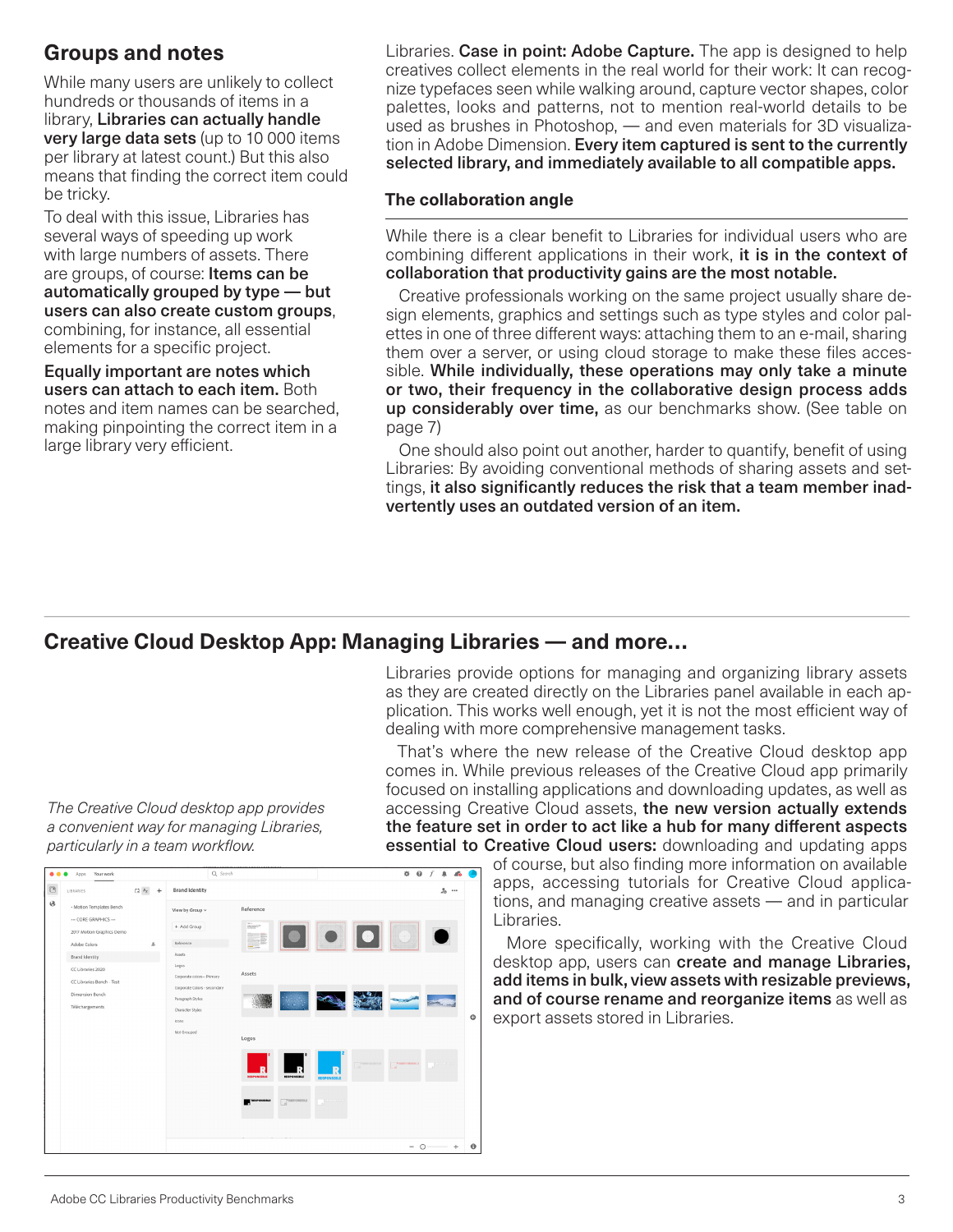## Groups and notes

While many users are unlikely to collect hundreds or thousands of items in a library, **Libraries can actually handle very large data sets** (up to 10 000 items per library at latest count.) But this also means that finding the correct item could be tricky.

To deal with this issue, Libraries has several ways of speeding up work with large numbers of assets. There are groups, of course: **Items can be automatically grouped by type — but users can also create custom groups**, combining, for instance, all essential elements for a specific project.

**Equally important are notes which users can attach to each item.** Both notes and item names can be searched, making pinpointing the correct item in a large library very efficient.

Libraries. **Case in point: Adobe Capture.** The app is designed to help creatives collect elements in the real world for their work: It can recognize typefaces seen while walking around, capture vector shapes, color palettes, looks and patterns, not to mention real-world details to be used as brushes in Photoshop, — and even materials for 3D visualization in Adobe Dimension. **Every item captured is sent to the currently selected library, and immediately available to all compatible apps.**

### The collaboration angle

While there is a clear benefit to Libraries for individual users who are combining different applications in their work, **it is in the context of collaboration that productivity gains are the most notable.**

Creative professionals working on the same project usually share design elements, graphics and settings such as type styles and color palettes in one of three different ways: attaching them to an e-mail, sharing them over a server, or using cloud storage to make these files accessible. **While individually, these operations may only take a minute or two, their frequency in the collaborative design process adds up considerably over time,** as our benchmarks show. (See table on page 7)

One should also point out another, harder to quantify, benefit of using Libraries: By avoiding conventional methods of sharing assets and settings, **it also significantly reduces the risk that a team member inadvertently uses an outdated version of an item.**

## Creative Cloud Desktop App: Managing Libraries — and more...

*The Creative Cloud desktop app provides a convenient way for managing Libraries, particularly in a team workflow.*

Libraries provide options for managing and organizing library assets as they are created directly on the Libraries panel available in each application. This works well enough, yet it is not the most efficient way of dealing with more comprehensive management tasks.

That's where the new release of the Creative Cloud desktop app comes in. While previous releases of the Creative Cloud app primarily focused on installing applications and downloading updates, as well as accessing Creative Cloud assets, **the new version actually extends the feature set in order to act like a hub for many different aspects essential to Creative Cloud users:** downloading and updating apps of course, but also finding more information on available apps, accessing tutorials for Creative Cloud applications, and managing creative assets — and in particular Libraries.

More specifically, working with the Creative Cloud desktop app, users can **create and manage Libraries, add items in bulk, view assets with resizable previews, and of course rename and reorganize items** as well as export assets stored in Libraries.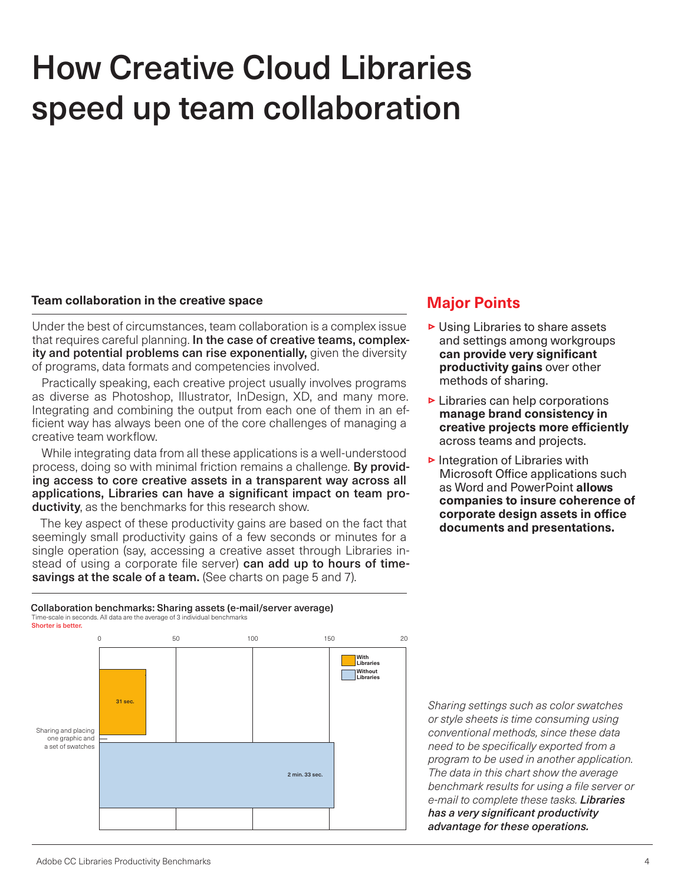# How Creative Cloud Libraries speed up team collaboration

### Team collaboration in the creative space

Under the best of circumstances, team collaboration is a complex issue that requires careful planning. **In the case of creative teams, complexity and potential problems can rise exponentially,** given the diversity of programs, data formats and competencies involved.

Practically speaking, each creative project usually involves programs as diverse as Photoshop, Illustrator, InDesign, XD, and many more. Integrating and combining the output from each one of them in an efficient way has always been one of the core challenges of managing a creative team workflow.

While integrating data from all these applications is a well-understood process, doing so with minimal friction remains a challenge. **By providing access to core creative assets in a transparent way across all applications, Libraries can have a significant impact on team productivity**, as the benchmarks for this research show.

The key aspect of these productivity gains are based on the fact that seemingly small productivity gains of a few seconds or minutes for a single operation (say, accessing a creative asset through Libraries instead of using a corporate file server) **can add up to hours of time-savings at the scale of a team.** (See charts on page 5 and 7).

**Collaboration benchmarks: Sharing assets (e-mail/server average)**
Time-scale in seconds. All data are the average of 3 individual benchmarks
Shorter is better.

| Task | With Libraries | Without Libraries |
| --- | --- | --- |
| Sharing and placing one graphic and a set of swatches | 31 sec. | 2 min. 33 sec. |

## Major Points

- Using Libraries to share assets and settings among workgroups **can provide very significant productivity gains** over other methods of sharing.
- Libraries can help corporations **manage brand consistency in creative projects more efficiently** across teams and projects.
- Integration of Libraries with Microsoft Office applications such as Word and PowerPoint **allows companies to insure coherence of corporate design assets in office documents and presentations.**

*Sharing settings such as color swatches or style sheets is time consuming using conventional methods, since these data need to be specifically exported from a program to be used in another application. The data in this chart show the average benchmark results for using a file server or e-mail to complete these tasks.* ***Libraries has a very significant productivity advantage for these operations.***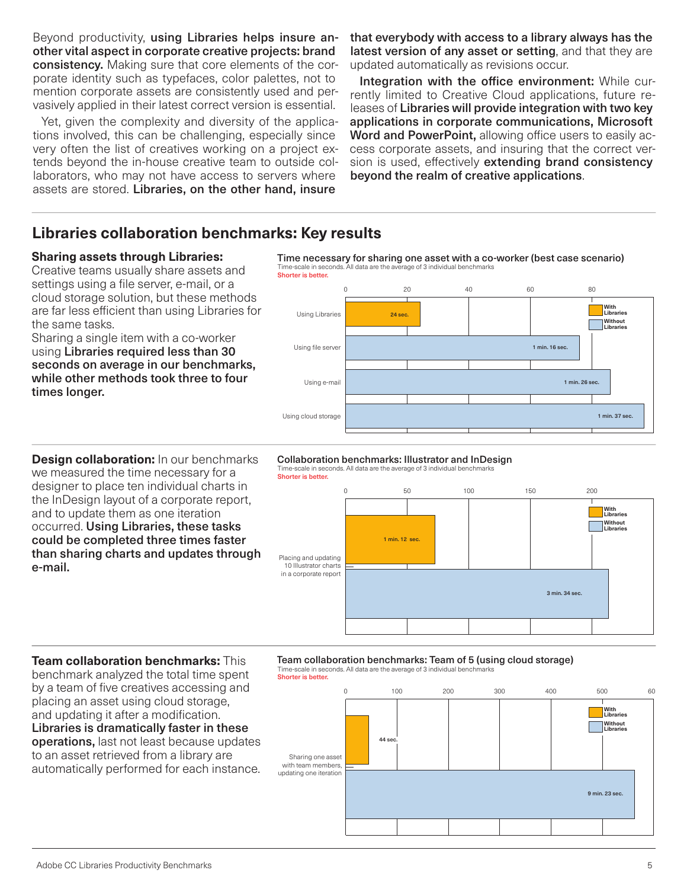Beyond productivity, **using Libraries helps insure another vital aspect in corporate creative projects: brand consistency.** Making sure that core elements of the corporate identity such as typefaces, color palettes, not to mention corporate assets are consistently used and pervasively applied in their latest correct version is essential.

Yet, given the complexity and diversity of the applications involved, this can be challenging, especially since very often the list of creatives working on a project extends beyond the in-house creative team to outside collaborators, who may not have access to servers where assets are stored. **Libraries, on the other hand, insure that everybody with access to a library always has the latest version of any asset or setting**, and that they are updated automatically as revisions occur.

**Integration with the office environment:** While currently limited to Creative Cloud applications, future releases of **Libraries will provide integration with two key applications in corporate communications, Microsoft Word and PowerPoint,** allowing office users to easily access corporate assets, and insuring that the correct version is used, effectively **extending brand consistency beyond the realm of creative applications**.

## Libraries collaboration benchmarks: Key results

**Sharing assets through Libraries:** Creative teams usually share assets and settings using a file server, e-mail, or a cloud storage solution, but these methods are far less efficient than using Libraries for the same tasks.

Sharing a single item with a co-worker using **Libraries required less than 30 seconds on average in our benchmarks, while other methods took three to four times longer.**

**Time necessary for sharing one asset with a co-worker (best case scenario)**
Time-scale in seconds. All data are the average of 3 individual benchmarks
Shorter is better.

| Method | Time |
|---|---|
| Using Libraries (With Libraries) | 24 sec. |
| Using file server (Without Libraries) | 1 min. 16 sec. |
| Using e-mail (Without Libraries) | 1 min. 26 sec. |
| Using cloud storage (Without Libraries) | 1 min. 37 sec. |

**Design collaboration:** In our benchmarks we measured the time necessary for a designer to place ten individual charts in the InDesign layout of a corporate report, and to update them as one iteration occurred. **Using Libraries, these tasks could be completed three times faster than sharing charts and updates through e-mail.**

**Collaboration benchmarks: Illustrator and InDesign**
Time-scale in seconds. All data are the average of 3 individual benchmarks
Shorter is better.

| Placing and updating 10 Illustrator charts in a corporate report | Time |
|---|---|
| With Libraries | 1 min. 12 sec. |
| Without Libraries | 3 min. 34 sec. |

**Team collaboration benchmarks:** This benchmark analyzed the total time spent by a team of five creatives accessing and placing an asset using cloud storage, and updating it after a modification. **Libraries is dramatically faster in these operations,** last not least because updates to an asset retrieved from a library are automatically performed for each instance.

**Team collaboration benchmarks: Team of 5 (using cloud storage)**
Time-scale in seconds. All data are the average of 3 individual benchmarks
Shorter is better.

| Sharing one asset with team members, updating one iteration | Time |
|---|---|
| With Libraries | 44 sec. |
| Without Libraries | 9 min. 23 sec. |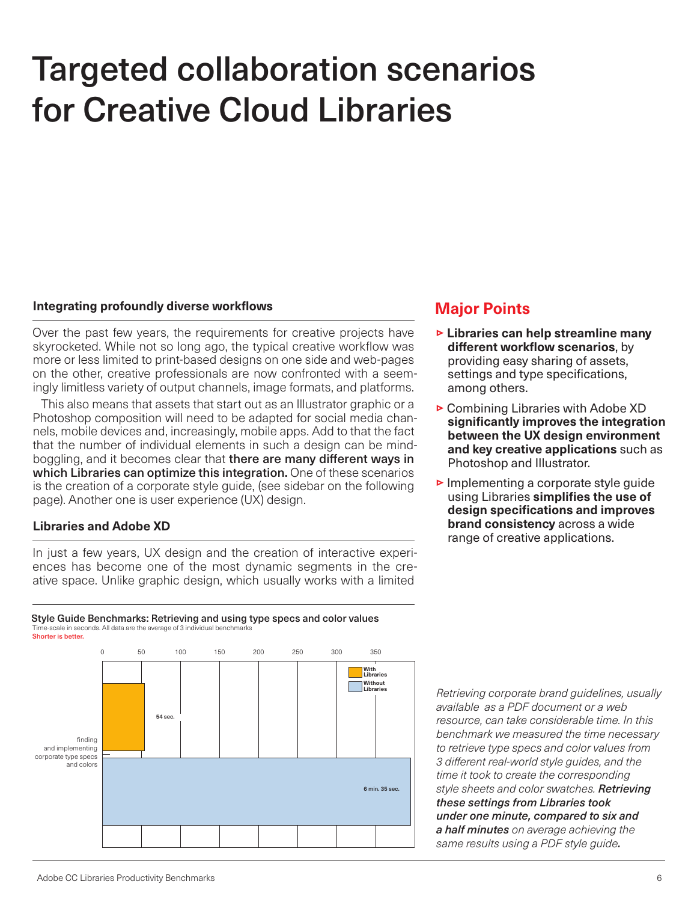# Targeted collaboration scenarios for Creative Cloud Libraries

### Integrating profoundly diverse workflows

Over the past few years, the requirements for creative projects have skyrocketed. While not so long ago, the typical creative workflow was more or less limited to print-based designs on one side and web-pages on the other, creative professionals are now confronted with a seemingly limitless variety of output channels, image formats, and platforms.

This also means that assets that start out as an Illustrator graphic or a Photoshop composition will need to be adapted for social media channels, mobile devices and, increasingly, mobile apps. Add to that the fact that the number of individual elements in such a design can be mind-boggling, and it becomes clear that **there are many different ways in which Libraries can optimize this integration.** One of these scenarios is the creation of a corporate style guide, (see sidebar on the following page). Another one is user experience (UX) design.

### Libraries and Adobe XD

In just a few years, UX design and the creation of interactive experiences has become one of the most dynamic segments in the creative space. Unlike graphic design, which usually works with a limited

**Style Guide Benchmarks: Retrieving and using type specs and color values**
Time-scale in seconds. All data are the average of 3 individual benchmarks
Shorter is better.

| Task | With Libraries | Without Libraries |
|---|---|---|
| finding and implementing corporate type specs and colors | 54 sec. | 6 min. 35 sec. |

## Major Points

- **Libraries can help streamline many different workflow scenarios**, by providing easy sharing of assets, settings and type specifications, among others.
- Combining Libraries with Adobe XD **significantly improves the integration between the UX design environment and key creative applications** such as Photoshop and Illustrator.
- Implementing a corporate style guide using Libraries **simplifies the use of design specifications and improves brand consistency** across a wide range of creative applications.

*Retrieving corporate brand guidelines, usually available as a PDF document or a web resource, can take considerable time. In this benchmark we measured the time necessary to retrieve type specs and color values from 3 different real-world style guides, and the time it took to create the corresponding style sheets and color swatches.* ***Retrieving these settings from Libraries took under one minute, compared to six and a half minutes*** *on average achieving the same results using a PDF style guide.*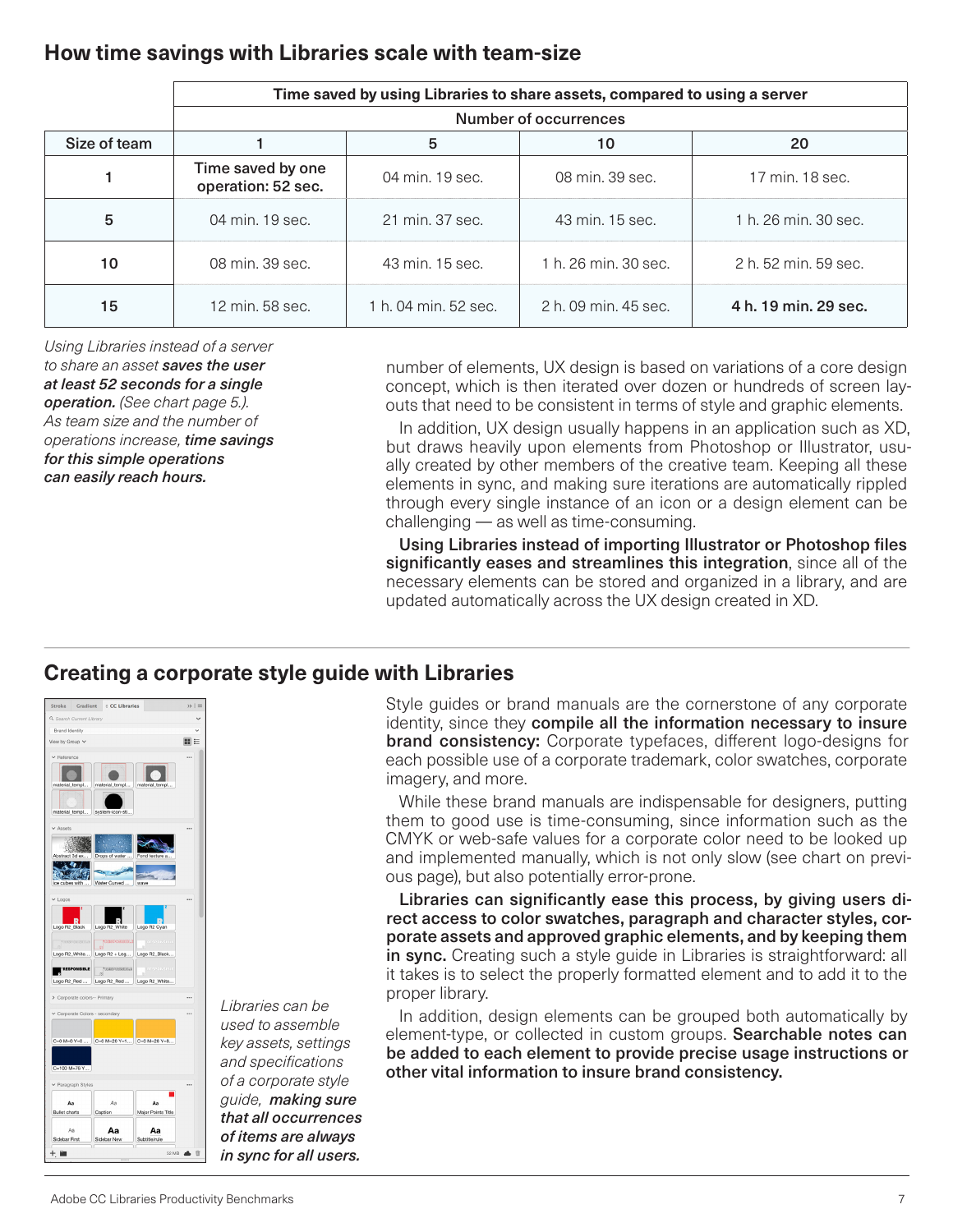## How time savings with Libraries scale with team-size

| | Time saved by using Libraries to share assets, compared to using a server | | | |
|---|---|---|---|---|
| | Number of occurrences | | | |
| Size of team | 1 | 5 | 10 | 20 |
| 1 | Time saved by one operation: 52 sec. | 04 min. 19 sec. | 08 min. 39 sec. | 17 min. 18 sec. |
| 5 | 04 min. 19 sec. | 21 min. 37 sec. | 43 min. 15 sec. | 1 h. 26 min. 30 sec. |
| 10 | 08 min. 39 sec. | 43 min. 15 sec. | 1 h. 26 min. 30 sec. | 2 h. 52 min. 59 sec. |
| 15 | 12 min. 58 sec. | 1 h. 04 min. 52 sec. | 2 h. 09 min. 45 sec. | **4 h. 19 min. 29 sec.** |

*Using Libraries instead of a server to share an asset **saves the user at least 52 seconds for a single operation.** (See chart page 5.). As team size and the number of operations increase, **time savings for this simple operations can easily reach hours.***

number of elements, UX design is based on variations of a core design concept, which is then iterated over dozen or hundreds of screen layouts that need to be consistent in terms of style and graphic elements.

In addition, UX design usually happens in an application such as XD, but draws heavily upon elements from Photoshop or Illustrator, usually created by other members of the creative team. Keeping all these elements in sync, and making sure iterations are automatically rippled through every single instance of an icon or a design element can be challenging — as well as time-consuming.

**Using Libraries instead of importing Illustrator or Photoshop files significantly eases and streamlines this integration**, since all of the necessary elements can be stored and organized in a library, and are updated automatically across the UX design created in XD.

## Creating a corporate style guide with Libraries

Style guides or brand manuals are the cornerstone of any corporate identity, since they **compile all the information necessary to insure brand consistency:** Corporate typefaces, different logo-designs for each possible use of a corporate trademark, color swatches, corporate imagery, and more.

While these brand manuals are indispensable for designers, putting them to good use is time-consuming, since information such as the CMYK or web-safe values for a corporate color need to be looked up and implemented manually, which is not only slow (see chart on previous page), but also potentially error-prone.

**Libraries can significantly ease this process, by giving users direct access to color swatches, paragraph and character styles, corporate assets and approved graphic elements, and by keeping them in sync.** Creating such a style guide in Libraries is straightforward: all it takes is to select the properly formatted element and to add it to the proper library.

In addition, design elements can be grouped both automatically by element-type, or collected in custom groups. **Searchable notes can be added to each element to provide precise usage instructions or other vital information to insure brand consistency.**

*Libraries can be used to assemble key assets, settings and specifications of a corporate style guide, **making sure that all occurrences of items are always in sync for all users.***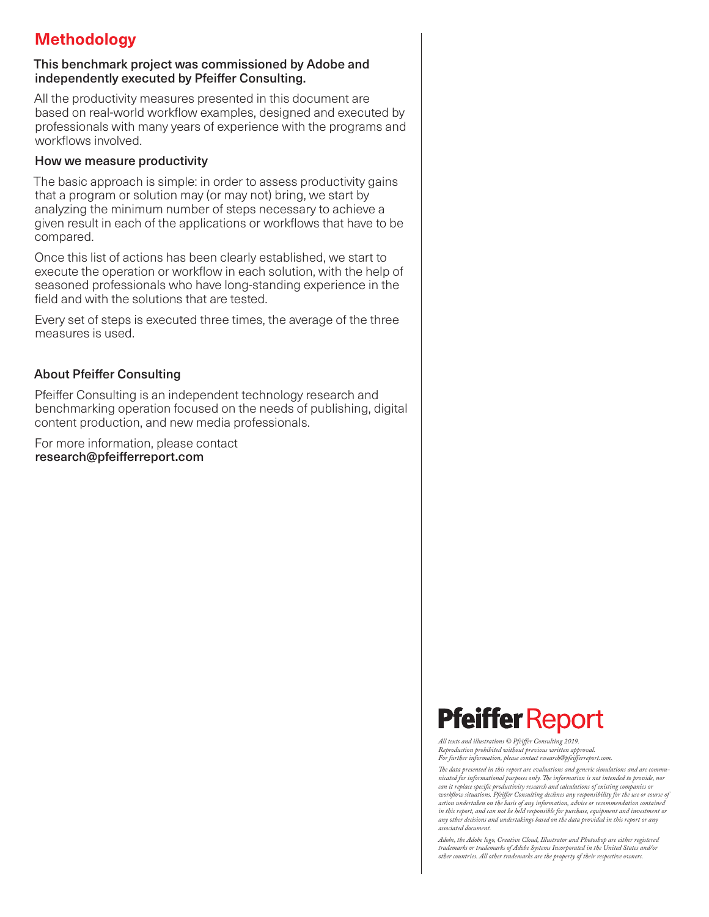## Methodology

**This benchmark project was commissioned by Adobe and independently executed by Pfeiffer Consulting.**

All the productivity measures presented in this document are based on real-world workflow examples, designed and executed by professionals with many years of experience with the programs and workflows involved.

### How we measure productivity

The basic approach is simple: in order to assess productivity gains that a program or solution may (or may not) bring, we start by analyzing the minimum number of steps necessary to achieve a given result in each of the applications or workflows that have to be compared.

Once this list of actions has been clearly established, we start to execute the operation or workflow in each solution, with the help of seasoned professionals who have long-standing experience in the field and with the solutions that are tested.

Every set of steps is executed three times, the average of the three measures is used.

### About Pfeiffer Consulting

Pfeiffer Consulting is an independent technology research and benchmarking operation focused on the needs of publishing, digital content production, and new media professionals.

For more information, please contact
**research@pfeifferreport.com**

**Pfeiffer** Report

*All texts and illustrations © Pfeiffer Consulting 2019.*
*Reproduction prohibited without previous written approval.*
*For further information, please contact research@pfeifferreport.com.*

*The data presented in this report are evaluations and generic simulations and are communicated for informational purposes only. The information is not intended to provide, nor can it replace specific productivity research and calculations of existing companies or workflow situations. Pfeiffer Consulting declines any responsibility for the use or course of action undertaken on the basis of any information, advice or recommendation contained in this report, and can not be held responsible for purchase, equipment and investment or any other decisions and undertakings based on the data provided in this report or any associated document.*

*Adobe, the Adobe logo, Creative Cloud, Illustrator and Photoshop are either registered trademarks or trademarks of Adobe Systems Incorporated in the United States and/or other countries. All other trademarks are the property of their respective owners.*